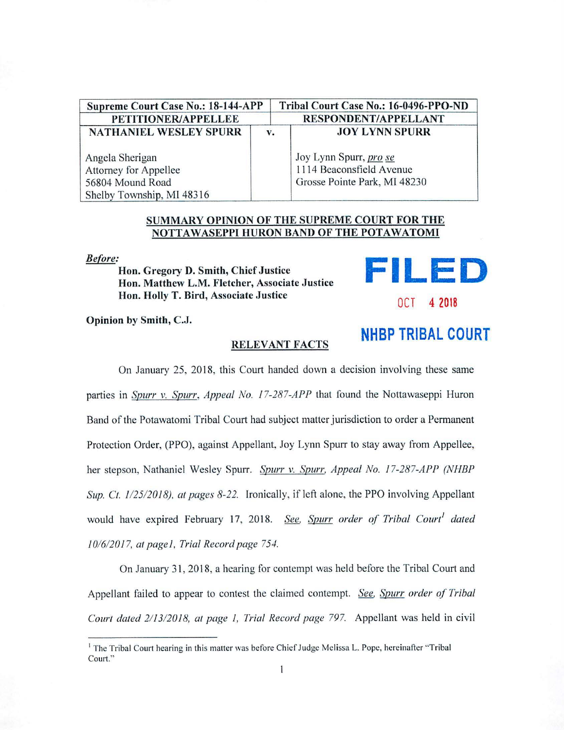| Supreme Court Case No.: 18-144-APP | | Tribal Court Case No.: 16-0496-PPO-ND |
|---|---|---|
| PETITIONER/APPELLEE | | RESPONDENT/APPELLANT |
| **NATHANIEL WESLEY SPURR** | v. | **JOY LYNN SPURR** |
| Angela Sherigan<br>Attorney for Appellee<br>56804 Mound Road<br>Shelby Township, MI 48316 | | Joy Lynn Spurr, *pro se*<br>1114 Beaconsfield Avenue<br>Grosse Pointe Park, MI 48230 |

## SUMMARY OPINION OF THE SUPREME COURT FOR THE NOTTAWASEPPI HURON BAND OF THE POTAWATOMI

***Before:***

**Hon. Gregory D. Smith, Chief Justice**
**Hon. Matthew L.M. Fletcher, Associate Justice**
**Hon. Holly T. Bird, Associate Justice**

FILED
OCT 4 2018
NHBP TRIBAL COURT

**Opinion by Smith, C.J.**

### RELEVANT FACTS

On January 25, 2018, this Court handed down a decision involving these same parties in *Spurr v. Spurr, Appeal No. 17-287-APP* that found the Nottawaseppi Huron Band of the Potawatomi Tribal Court had subject matter jurisdiction to order a Permanent Protection Order, (PPO), against Appellant, Joy Lynn Spurr to stay away from Appellee, her stepson, Nathaniel Wesley Spurr. *Spurr v. Spurr, Appeal No. 17-287-APP (NHBP Sup. Ct. 1/25/2018), at pages 8-22.* Ironically, if left alone, the PPO involving Appellant would have expired February 17, 2018. *See, Spurr order of Tribal Court*[1] *dated 10/6/2017, at page1, Trial Record page 754.*

On January 31, 2018, a hearing for contempt was held before the Tribal Court and Appellant failed to appear to contest the claimed contempt. *See, Spurr order of Tribal Court dated 2/13/2018, at page 1, Trial Record page 797.* Appellant was held in civil

---

[1] The Tribal Court hearing in this matter was before Chief Judge Melissa L. Pope, hereinafter "Tribal Court."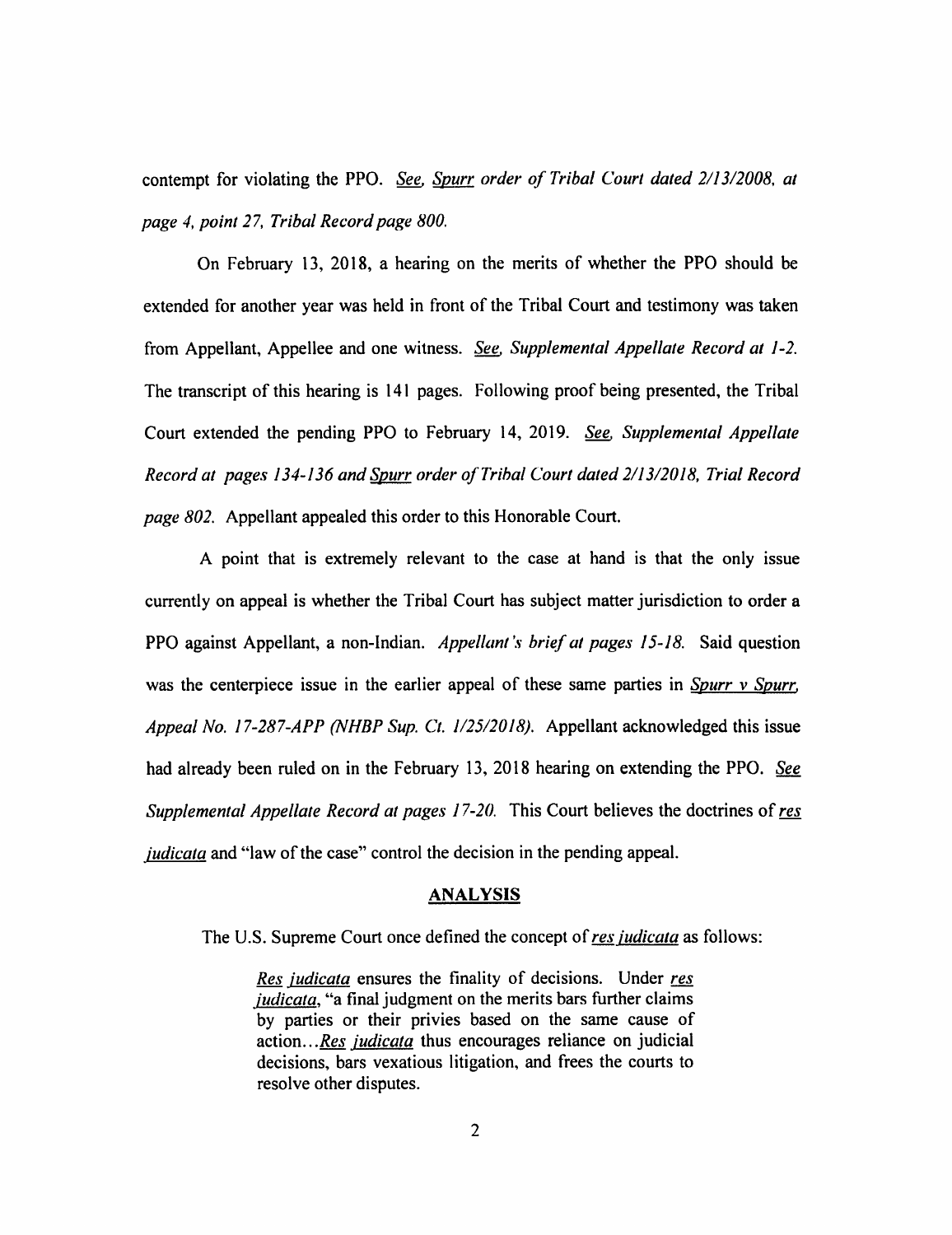contempt for violating the PPO. *See, Spurr order of Tribal Court dated 2/13/2008, at page 4, point 27, Tribal Record page 800.*

On February 13, 2018, a hearing on the merits of whether the PPO should be extended for another year was held in front of the Tribal Court and testimony was taken from Appellant, Appellee and one witness. *See, Supplemental Appellate Record at 1-2.* The transcript of this hearing is 141 pages. Following proof being presented, the Tribal Court extended the pending PPO to February 14, 2019. *See, Supplemental Appellate Record at pages 134-136 and Spurr order of Tribal Court dated 2/13/2018, Trial Record page 802.* Appellant appealed this order to this Honorable Court.

A point that is extremely relevant to the case at hand is that the only issue currently on appeal is whether the Tribal Court has subject matter jurisdiction to order a PPO against Appellant, a non-Indian. *Appellant's brief at pages 15-18.* Said question was the centerpiece issue in the earlier appeal of these same parties in *Spurr v Spurr, Appeal No. 17-287-APP (NHBP Sup. Ct. 1/25/2018).* Appellant acknowledged this issue had already been ruled on in the February 13, 2018 hearing on extending the PPO. *See Supplemental Appellate Record at pages 17-20.* This Court believes the doctrines of *res judicata* and "law of the case" control the decision in the pending appeal.

## ANALYSIS

The U.S. Supreme Court once defined the concept of *res judicata* as follows:

> *Res judicata* ensures the finality of decisions. Under *res judicata*, "a final judgment on the merits bars further claims by parties or their privies based on the same cause of action...*Res judicata* thus encourages reliance on judicial decisions, bars vexatious litigation, and frees the courts to resolve other disputes.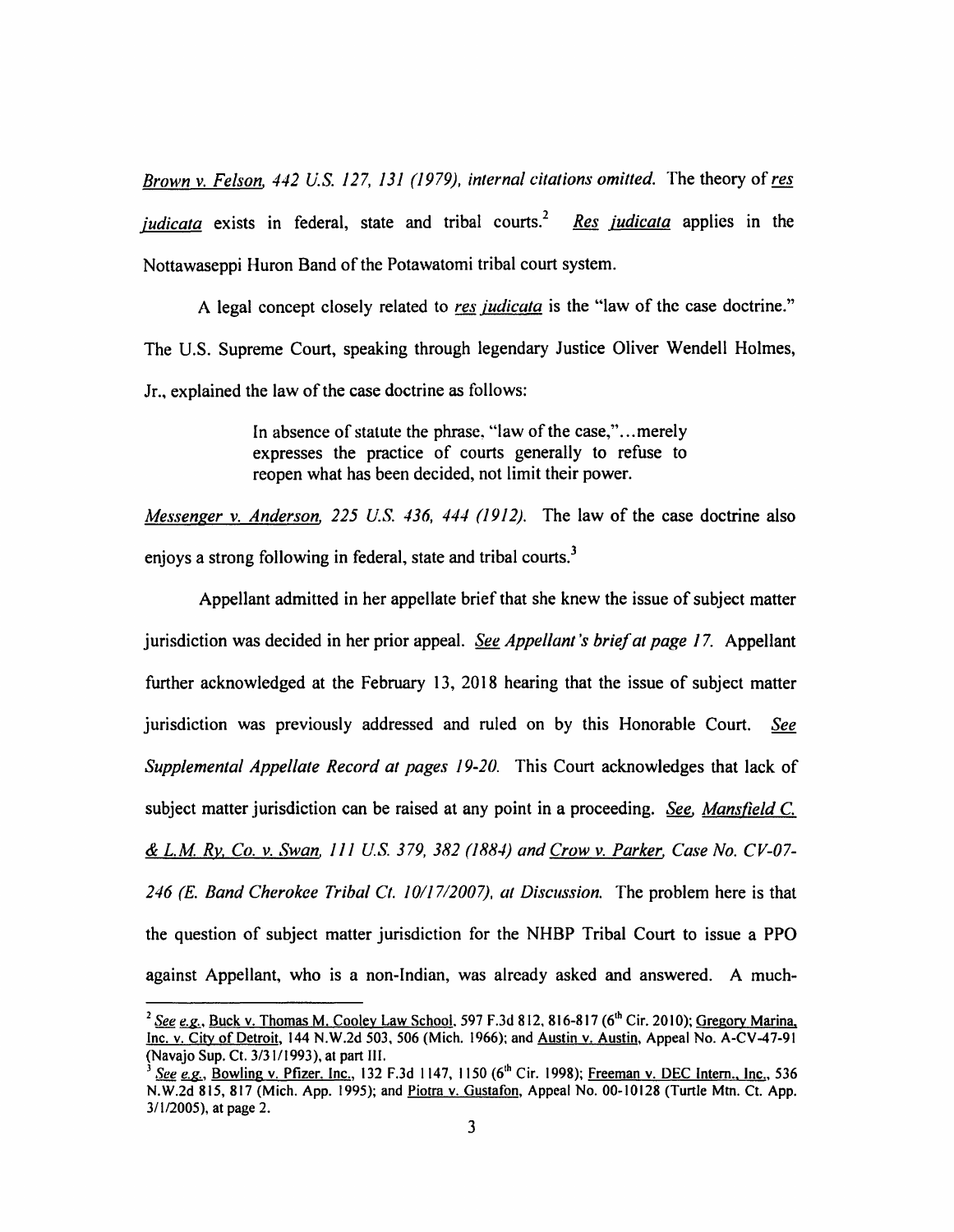*Brown v. Felson, 442 U.S. 127, 131 (1979), internal citations omitted.* The theory of *res judicata* exists in federal, state and tribal courts.[2] *Res judicata* applies in the Nottawaseppi Huron Band of the Potawatomi tribal court system.

A legal concept closely related to *res judicata* is the "law of the case doctrine." The U.S. Supreme Court, speaking through legendary Justice Oliver Wendell Holmes, Jr., explained the law of the case doctrine as follows:

> In absence of statute the phrase, "law of the case,"...merely expresses the practice of courts generally to refuse to reopen what has been decided, not limit their power.

*Messenger v. Anderson, 225 U.S. 436, 444 (1912).* The law of the case doctrine also enjoys a strong following in federal, state and tribal courts.[3]

Appellant admitted in her appellate brief that she knew the issue of subject matter jurisdiction was decided in her prior appeal. *See Appellant's brief at page 17.* Appellant further acknowledged at the February 13, 2018 hearing that the issue of subject matter jurisdiction was previously addressed and ruled on by this Honorable Court. *See Supplemental Appellate Record at pages 19-20.* This Court acknowledges that lack of subject matter jurisdiction can be raised at any point in a proceeding. *See, Mansfield C. & L.M. Ry. Co. v. Swan, 111 U.S. 379, 382 (1884) and Crow v. Parker, Case No. CV-07-246 (E. Band Cherokee Tribal Ct. 10/17/2007), at Discussion.* The problem here is that the question of subject matter jurisdiction for the NHBP Tribal Court to issue a PPO against Appellant, who is a non-Indian, was already asked and answered. A much-

---

[2] *See e.g.*, Buck v. Thomas M. Cooley Law School, 597 F.3d 812, 816-817 (6th Cir. 2010); Gregory Marina, Inc. v. City of Detroit, 144 N.W.2d 503, 506 (Mich. 1966); and Austin v. Austin, Appeal No. A-CV-47-91 (Navajo Sup. Ct. 3/31/1993), at part III.

[3] *See e.g.*, Bowling v. Pfizer. Inc., 132 F.3d 1147, 1150 (6th Cir. 1998); Freeman v. DEC Intern., Inc., 536 N.W.2d 815, 817 (Mich. App. 1995); and Piotra v. Gustafon, Appeal No. 00-10128 (Turtle Mtn. Ct. App. 3/1/2005), at page 2.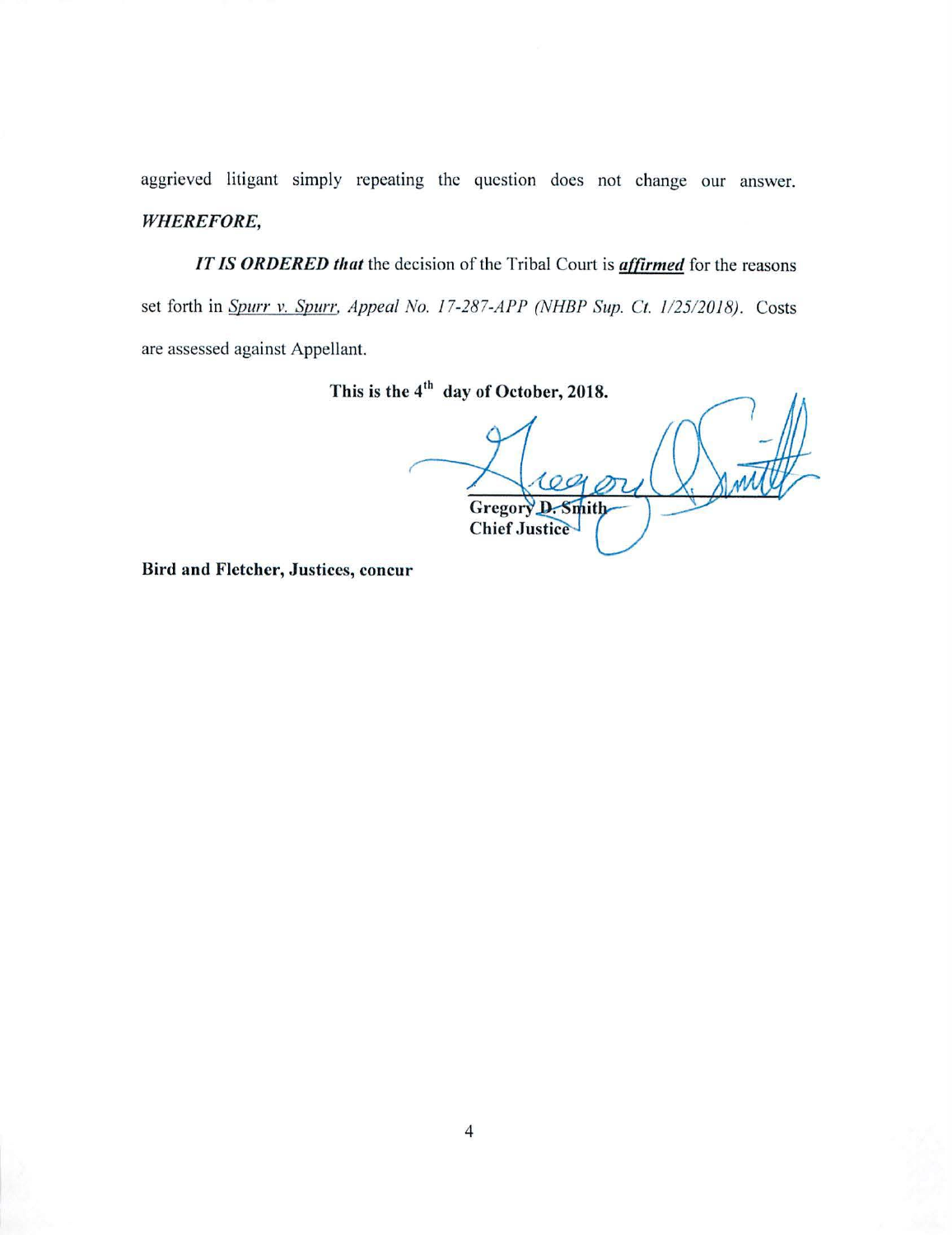aggrieved litigant simply repeating the question does not change our answer. ***WHEREFORE,***

***IT IS ORDERED that*** the decision of the Tribal Court is ***affirmed*** for the reasons set forth in Spurr v. Spurr, *Appeal No. 17-287-APP (NHBP Sup. Ct. 1/25/2018)*. Costs are assessed against Appellant.

**This is the 4th day of October, 2018.**

**Gregory D. Smith**
**Chief Justice**

**Bird and Fletcher, Justices, concur**